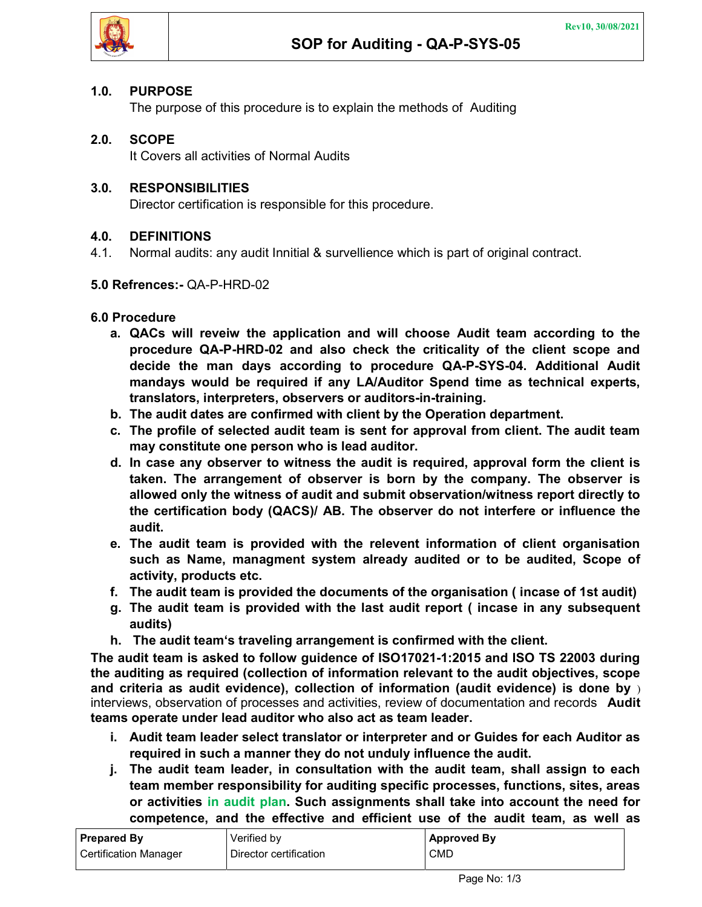Rev10, 30/08/2021

# SOP for Auditing - QA-P-SYS-05

## 1.0. PURPOSE

The purpose of this procedure is to explain the methods of Auditing

## 2.0. SCOPE

It Covers all activities of Normal Audits

## 3.0. RESPONSIBILITIES

Director certification is responsible for this procedure.

## 4.0. DEFINITIONS

4.1. Normal audits: any audit Innitial & survellience which is part of original contract.

**5.0 Refrences:-** QA-P-HRD-02

## 6.0 Procedure

- **a. QACs will reveiw the application and will choose Audit team according to the procedure QA-P-HRD-02 and also check the criticality of the client scope and decide the man days according to procedure QA-P-SYS-04. Additional Audit mandays would be required if any LA/Auditor Spend time as technical experts, translators, interpreters, observers or auditors-in-training.**
- **b. The audit dates are confirmed with client by the Operation department.**
- **c. The profile of selected audit team is sent for approval from client. The audit team may constitute one person who is lead auditor.**
- **d. In case any observer to witness the audit is required, approval form the client is taken. The arrangement of observer is born by the company. The observer is allowed only the witness of audit and submit observation/witness report directly to the certification body (QACS)/ AB. The observer do not interfere or influence the audit.**
- **e. The audit team is provided with the relevent information of client organisation such as Name, managment system already audited or to be audited, Scope of activity, products etc.**
- **f. The audit team is provided the documents of the organisation ( incase of 1st audit)**
- **g. The audit team is provided with the last audit report ( incase in any subsequent audits)**
- **h. The audit team's traveling arrangement is confirmed with the client.**

**The audit team is asked to follow guidence of ISO17021-1:2015 and ISO TS 22003 during the auditing as required (collection of information relevant to the audit objectives, scope and criteria as audit evidence), collection of information (audit evidence) is done by )** interviews, observation of processes and activities, review of documentation and records **Audit teams operate under lead auditor who also act as team leader.**

- **i. Audit team leader select translator or interpreter and or Guides for each Auditor as required in such a manner they do not unduly influence the audit.**
- **j. The audit team leader, in consultation with the audit team, shall assign to each team member responsibility for auditing specific processes, functions, sites, areas or activities in audit plan. Such assignments shall take into account the need for competence, and the effective and efficient use of the audit team, as well as**

| **Prepared By** | Verified by | **Approved By** |
|---|---|---|
| Certification Manager | Director certification | CMD |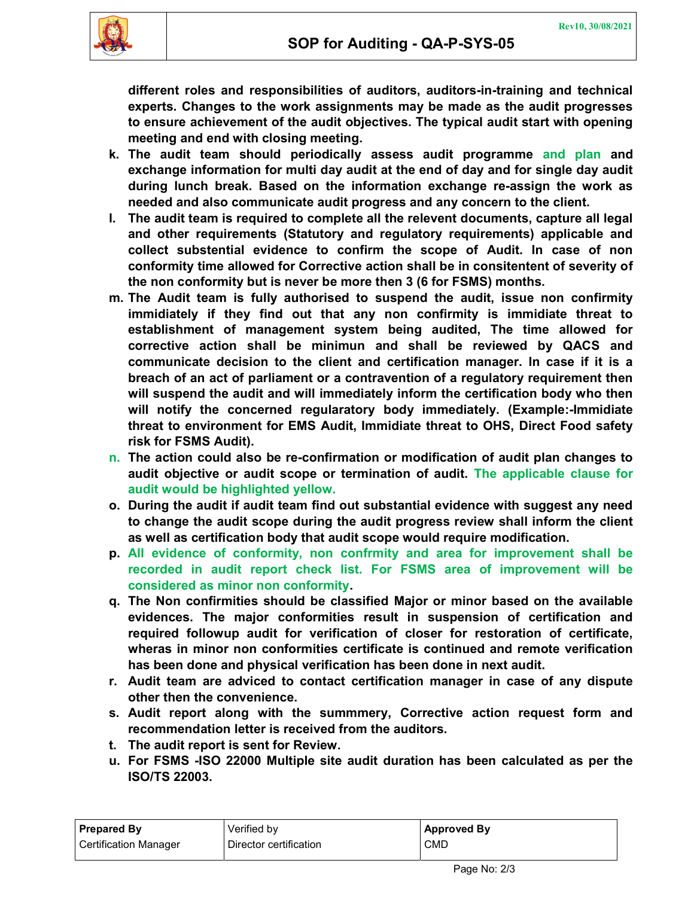**different roles and responsibilities of auditors, auditors-in-training and technical experts. Changes to the work assignments may be made as the audit progresses to ensure achievement of the audit objectives. The typical audit start with opening meeting and end with closing meeting.**

- **k. The audit team should periodically assess audit programme and plan and exchange information for multi day audit at the end of day and for single day audit during lunch break. Based on the information exchange re-assign the work as needed and also communicate audit progress and any concern to the client.**
- **l. The audit team is required to complete all the relevent documents, capture all legal and other requirements (Statutory and regulatory requirements) applicable and collect substential evidence to confirm the scope of Audit. In case of non conformity time allowed for Corrective action shall be in consitentent of severity of the non conformity but is never be more then 3 (6 for FSMS) months.**
- **m. The Audit team is fully authorised to suspend the audit, issue non confirmity immidiately if they find out that any non confirmity is immidiate threat to establishment of management system being audited, The time allowed for corrective action shall be minimun and shall be reviewed by QACS and communicate decision to the client and certification manager. In case if it is a breach of an act of parliament or a contravention of a regulatory requirement then will suspend the audit and will immediately inform the certification body who then will notify the concerned regularatory body immediately. (Example:-Immidiate threat to environment for EMS Audit, Immidiate threat to OHS, Direct Food safety risk for FSMS Audit).**
- **n. The action could also be re-confirmation or modification of audit plan changes to audit objective or audit scope or termination of audit. The applicable clause for audit would be highlighted yellow.**
- **o. During the audit if audit team find out substantial evidence with suggest any need to change the audit scope during the audit progress review shall inform the client as well as certification body that audit scope would require modification.**
- **p. All evidence of conformity, non confrmity and area for improvement shall be recorded in audit report check list. For FSMS area of improvement will be considered as minor non conformity.**
- **q. The Non confirmities should be classified Major or minor based on the available evidences. The major conformities result in suspension of certification and required followup audit for verification of closer for restoration of certificate, wheras in minor non conformities certificate is continued and remote verification has been done and physical verification has been done in next audit.**
- **r. Audit team are adviced to contact certification manager in case of any dispute other then the convenience.**
- **s. Audit report along with the summmery, Corrective action request form and recommendation letter is received from the auditors.**
- **t. The audit report is sent for Review.**
- **u. For FSMS -ISO 22000 Multiple site audit duration has been calculated as per the ISO/TS 22003.**

| **Prepared By** | Verified by | **Approved By** |
|---|---|---|
| Certification Manager | Director certification | CMD |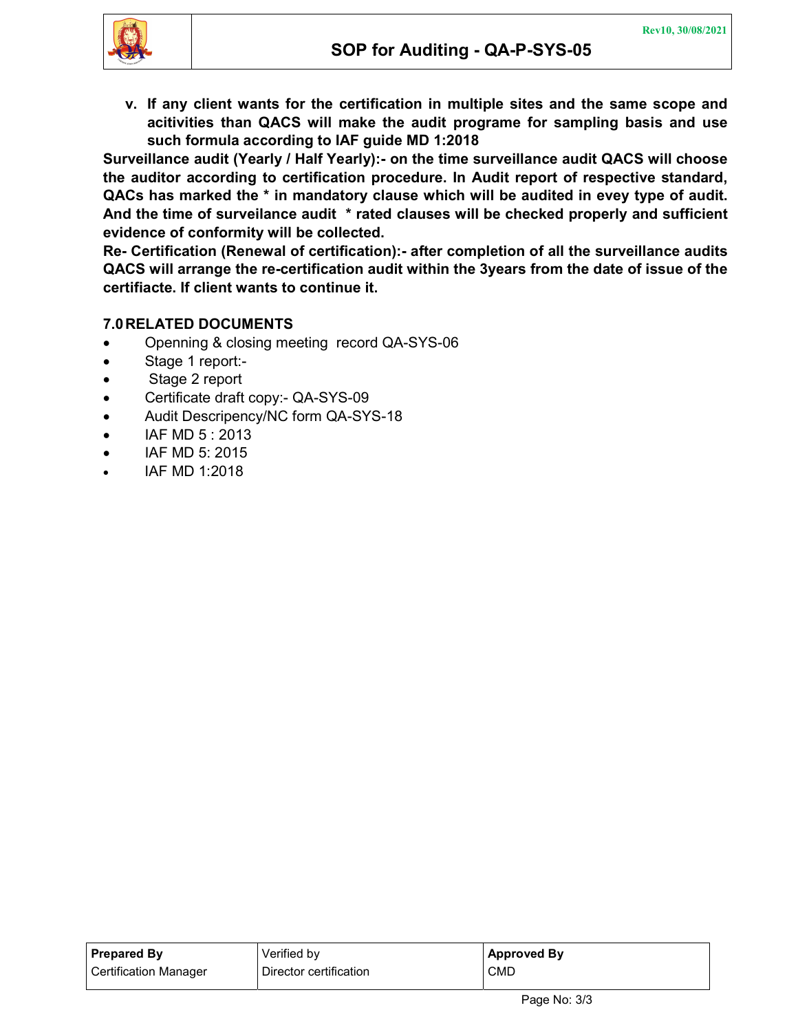v. **If any client wants for the certification in multiple sites and the same scope and acitivities than QACS will make the audit programe for sampling basis and use such formula according to IAF guide MD 1:2018**

**Surveillance audit (Yearly / Half Yearly):- on the time surveillance audit QACS will choose the auditor according to certification procedure. In Audit report of respective standard, QACs has marked the * in mandatory clause which will be audited in evey type of audit. And the time of surveilance audit * rated clauses will be checked properly and sufficient evidence of conformity will be collected.**

**Re- Certification (Renewal of certification):- after completion of all the surveillance audits QACS will arrange the re-certification audit within the 3years from the date of issue of the certifiacte. If client wants to continue it.**

## 7.0 RELATED DOCUMENTS

- Openning & closing meeting record QA-SYS-06
- Stage 1 report:-
- Stage 2 report
- Certificate draft copy:- QA-SYS-09
- Audit Descripency/NC form QA-SYS-18
- IAF MD 5 : 2013
- IAF MD 5: 2015
- IAF MD 1:2018

| **Prepared By** | Verified by | **Approved By** |
|---|---|---|
| Certification Manager | Director certification | CMD |